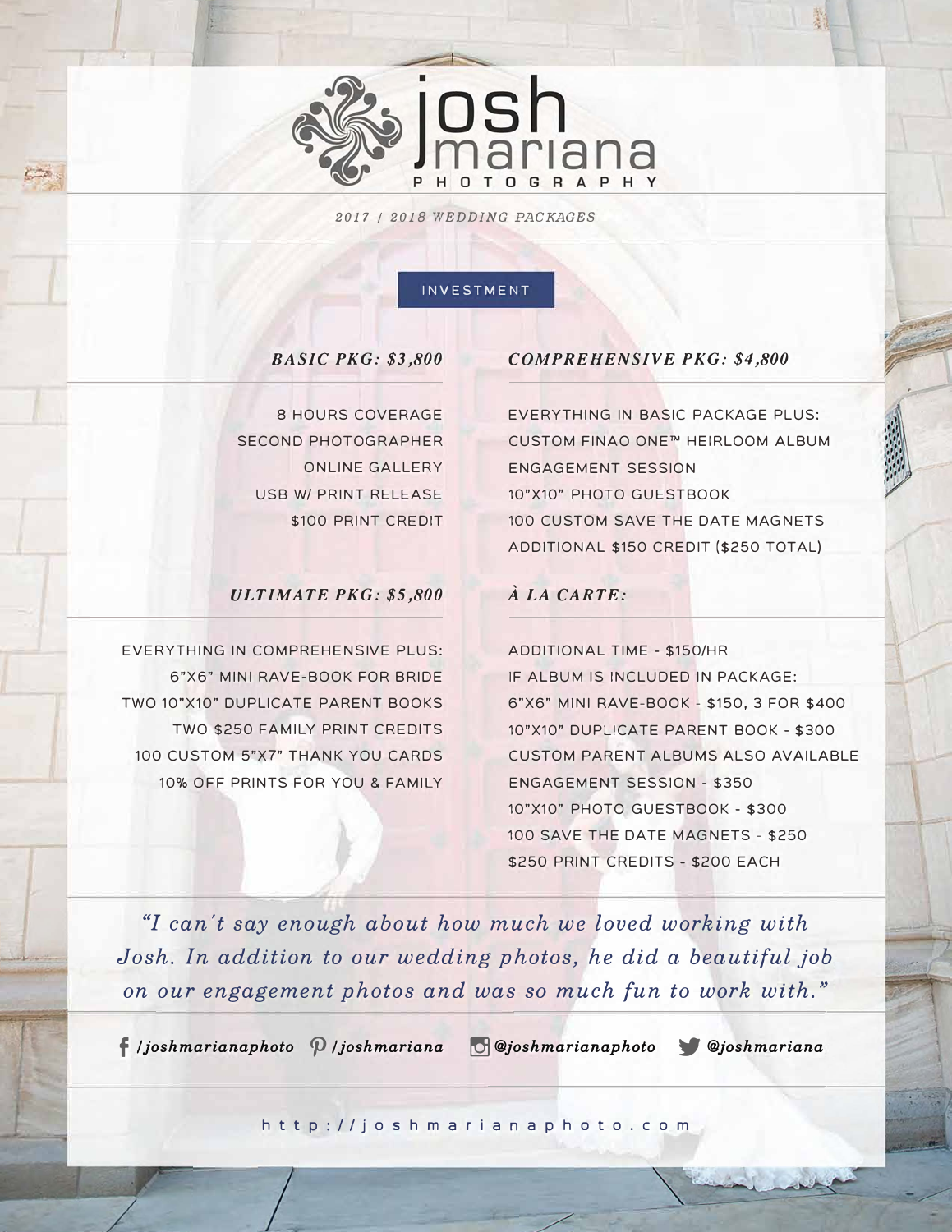# josh mariana PHOTOGRAPHY

*2017 / 2018 WEDDING PACKAGES*

## INVESTMENT

### *BASIC PKG: $3,800*

8 HOURS COVERAGE
SECOND PHOTOGRAPHER
ONLINE GALLERY
USB W/ PRINT RELEASE
$100 PRINT CREDIT

### *COMPREHENSIVE PKG: $4,800*

EVERYTHING IN BASIC PACKAGE PLUS:
CUSTOM FINAO ONE™ HEIRLOOM ALBUM
ENGAGEMENT SESSION
10"X10" PHOTO GUESTBOOK
100 CUSTOM SAVE THE DATE MAGNETS
ADDITIONAL $150 CREDIT ($250 TOTAL)

### *ULTIMATE PKG: $5,800*

EVERYTHING IN COMPREHENSIVE PLUS:
6"X6" MINI RAVE-BOOK FOR BRIDE
TWO 10"X10" DUPLICATE PARENT BOOKS
TWO $250 FAMILY PRINT CREDITS
100 CUSTOM 5"X7" THANK YOU CARDS
10% OFF PRINTS FOR YOU & FAMILY

### *À LA CARTE:*

ADDITIONAL TIME - $150/HR
IF ALBUM IS INCLUDED IN PACKAGE:
6"X6" MINI RAVE-BOOK - $150, 3 FOR $400
10"X10" DUPLICATE PARENT BOOK - $300
CUSTOM PARENT ALBUMS ALSO AVAILABLE
ENGAGEMENT SESSION - $350
10"X10" PHOTO GUESTBOOK - $300
100 SAVE THE DATE MAGNETS - $250
$250 PRINT CREDITS - $200 EACH

*"I can't say enough about how much we loved working with Josh. In addition to our wedding photos, he did a beautiful job on our engagement photos and was so much fun to work with."*

*/joshmarianaphoto* *| /joshmariana* *| @joshmarianaphoto* *| @joshmariana*

http://joshmarianaphoto.com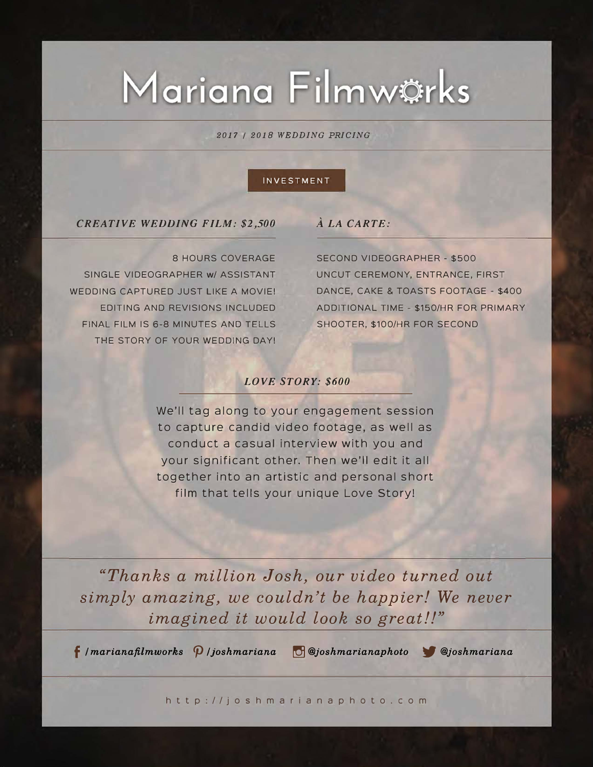# Mariana Filmworks

*2017 / 2018 WEDDING PRICING*

## INVESTMENT

### *CREATIVE WEDDING FILM: $2,500*

8 HOURS COVERAGE
SINGLE VIDEOGRAPHER w/ ASSISTANT
WEDDING CAPTURED JUST LIKE A MOVIE!
EDITING AND REVISIONS INCLUDED
FINAL FILM IS 6-8 MINUTES AND TELLS THE STORY OF YOUR WEDDING DAY!

### *À LA CARTE:*

SECOND VIDEOGRAPHER - $500
UNCUT CEREMONY, ENTRANCE, FIRST DANCE, CAKE & TOASTS FOOTAGE - $400
ADDITIONAL TIME - $150/HR FOR PRIMARY SHOOTER, $100/HR FOR SECOND

### *LOVE STORY: $600*

We'll tag along to your engagement session to capture candid video footage, as well as conduct a casual interview with you and your significant other. Then we'll edit it all together into an artistic and personal short film that tells your unique Love Story!

*"Thanks a million Josh, our video turned out simply amazing, we couldn't be happier! We never imagined it would look so great!!"*

*/marianafilmworks* *P /joshmariana* *@joshmarianaphoto* *@joshmariana*

http://joshmarianaphoto.com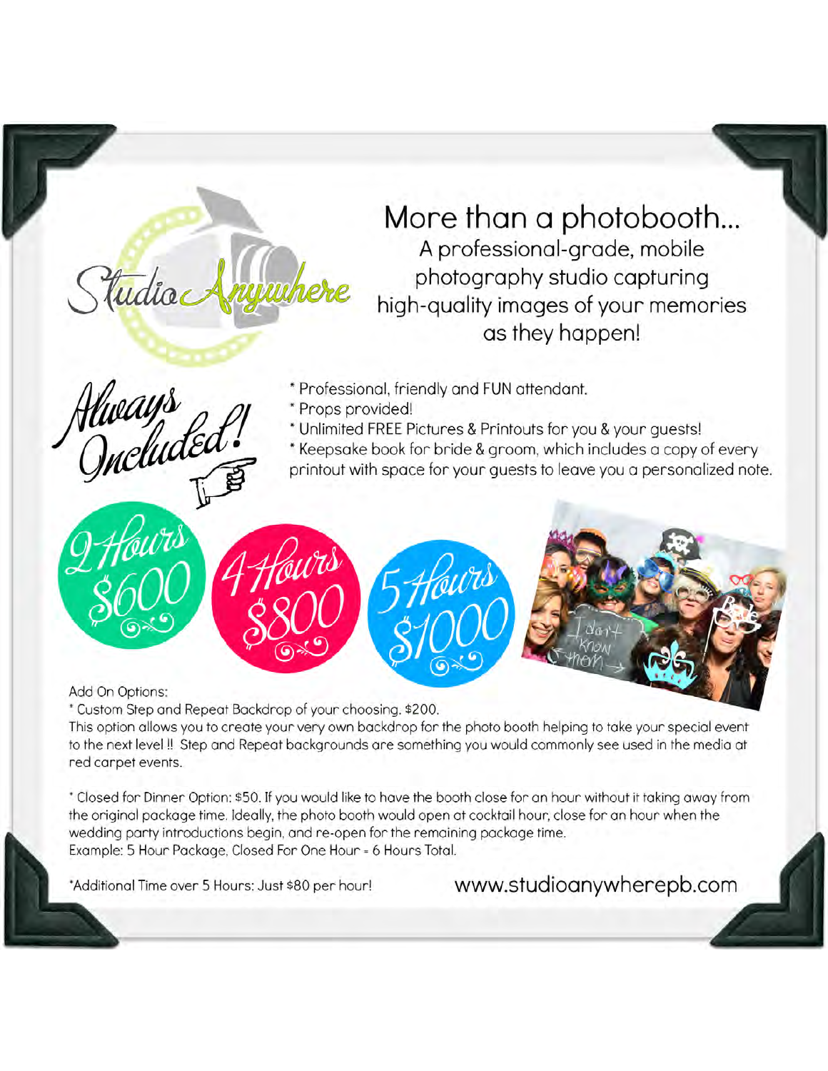Studio Anywhere

# More than a photobooth...

A professional-grade, mobile photography studio capturing high-quality images of your memories as they happen!

**Always Included!**

* Professional, friendly and FUN attendant.
* Props provided!
* Unlimited FREE Pictures & Printouts for you & your guests!
* Keepsake book for bride & groom, which includes a copy of every printout with space for your guests to leave you a personalized note.

2 Hours $600

4 Hours $800

5 Hours $1000

Add On Options:

* Custom Step and Repeat Backdrop of your choosing. $200.

This option allows you to create your very own backdrop for the photo booth helping to take your special event to the next level !! Step and Repeat backgrounds are something you would commonly see used in the media at red carpet events.

* Closed for Dinner Option: $50. If you would like to have the booth close for an hour without it taking away from the original package time. Ideally, the photo booth would open at cocktail hour, close for an hour when the wedding party introductions begin, and re-open for the remaining package time.

Example: 5 Hour Package, Closed For One Hour = 6 Hours Total.

*Additional Time over 5 Hours: Just $80 per hour!

www.studioanywherepb.com